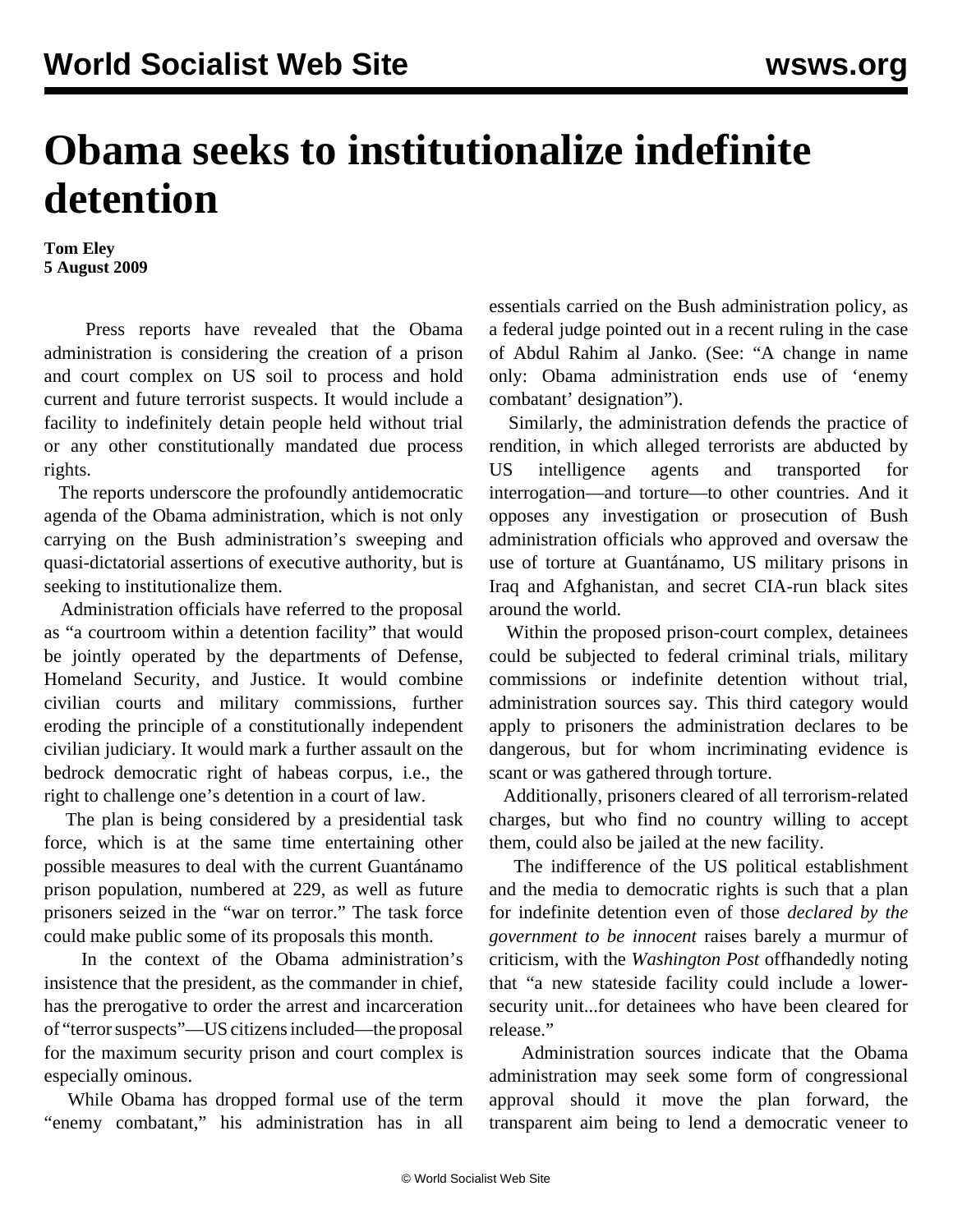# Obama seeks to institutionalize indefinite detention

**Tom Eley**
**5 August 2009**

Press reports have revealed that the Obama administration is considering the creation of a prison and court complex on US soil to process and hold current and future terrorist suspects. It would include a facility to indefinitely detain people held without trial or any other constitutionally mandated due process rights.

The reports underscore the profoundly antidemocratic agenda of the Obama administration, which is not only carrying on the Bush administration's sweeping and quasi-dictatorial assertions of executive authority, but is seeking to institutionalize them.

Administration officials have referred to the proposal as "a courtroom within a detention facility" that would be jointly operated by the departments of Defense, Homeland Security, and Justice. It would combine civilian courts and military commissions, further eroding the principle of a constitutionally independent civilian judiciary. It would mark a further assault on the bedrock democratic right of habeas corpus, i.e., the right to challenge one's detention in a court of law.

The plan is being considered by a presidential task force, which is at the same time entertaining other possible measures to deal with the current Guantánamo prison population, numbered at 229, as well as future prisoners seized in the "war on terror." The task force could make public some of its proposals this month.

In the context of the Obama administration's insistence that the president, as the commander in chief, has the prerogative to order the arrest and incarceration of "terror suspects"—US citizens included—the proposal for the maximum security prison and court complex is especially ominous.

While Obama has dropped formal use of the term "enemy combatant," his administration has in all essentials carried on the Bush administration policy, as a federal judge pointed out in a recent ruling in the case of Abdul Rahim al Janko. (See: "A change in name only: Obama administration ends use of 'enemy combatant' designation").

Similarly, the administration defends the practice of rendition, in which alleged terrorists are abducted by US intelligence agents and transported for interrogation—and torture—to other countries. And it opposes any investigation or prosecution of Bush administration officials who approved and oversaw the use of torture at Guantánamo, US military prisons in Iraq and Afghanistan, and secret CIA-run black sites around the world.

Within the proposed prison-court complex, detainees could be subjected to federal criminal trials, military commissions or indefinite detention without trial, administration sources say. This third category would apply to prisoners the administration declares to be dangerous, but for whom incriminating evidence is scant or was gathered through torture.

Additionally, prisoners cleared of all terrorism-related charges, but who find no country willing to accept them, could also be jailed at the new facility.

The indifference of the US political establishment and the media to democratic rights is such that a plan for indefinite detention even of those *declared by the government to be innocent* raises barely a murmur of criticism, with the *Washington Post* offhandedly noting that "a new stateside facility could include a lower-security unit...for detainees who have been cleared for release."

Administration sources indicate that the Obama administration may seek some form of congressional approval should it move the plan forward, the transparent aim being to lend a democratic veneer to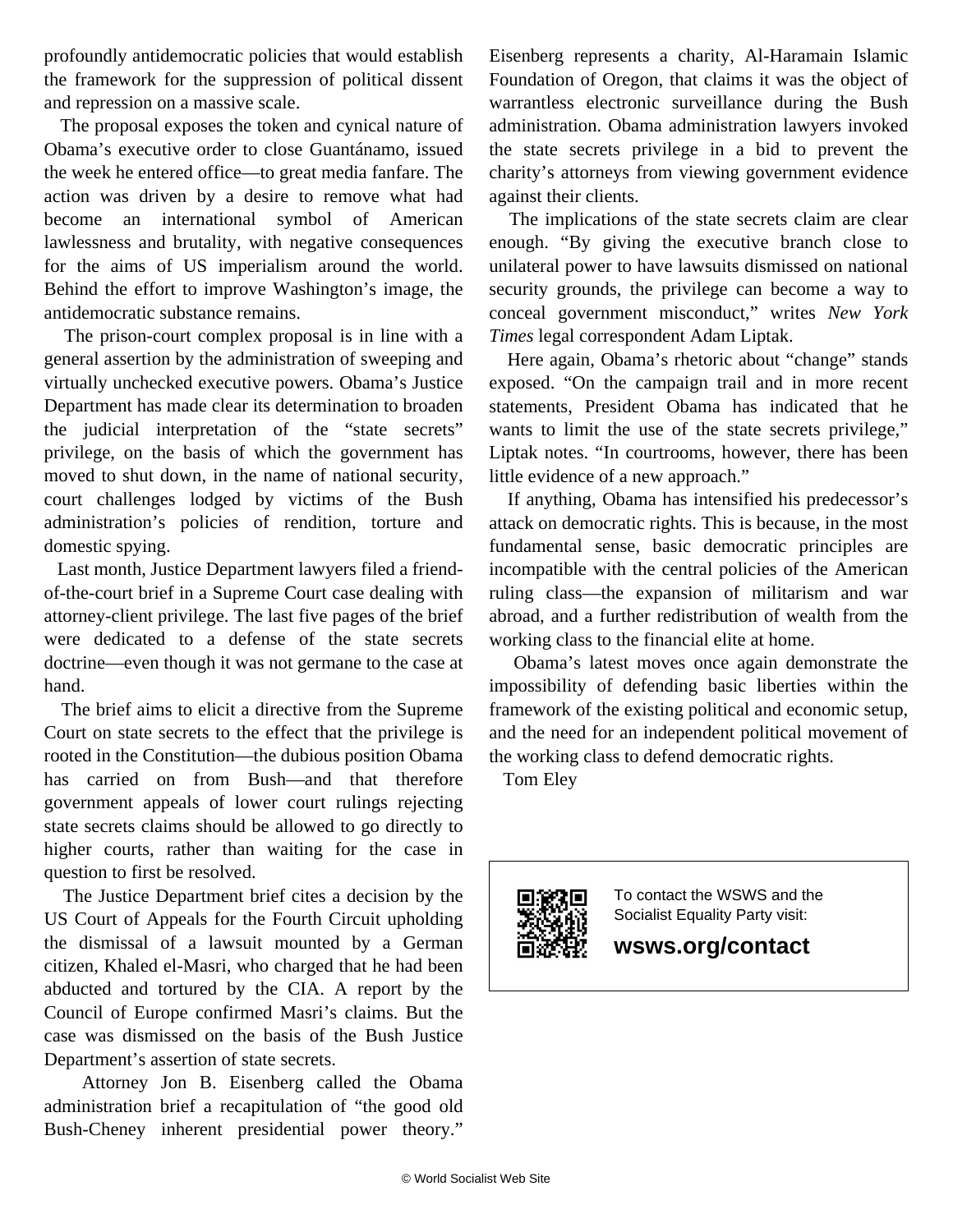profoundly antidemocratic policies that would establish the framework for the suppression of political dissent and repression on a massive scale.

The proposal exposes the token and cynical nature of Obama's executive order to close Guantánamo, issued the week he entered office—to great media fanfare. The action was driven by a desire to remove what had become an international symbol of American lawlessness and brutality, with negative consequences for the aims of US imperialism around the world. Behind the effort to improve Washington's image, the antidemocratic substance remains.

The prison-court complex proposal is in line with a general assertion by the administration of sweeping and virtually unchecked executive powers. Obama's Justice Department has made clear its determination to broaden the judicial interpretation of the "state secrets" privilege, on the basis of which the government has moved to shut down, in the name of national security, court challenges lodged by victims of the Bush administration's policies of rendition, torture and domestic spying.

Last month, Justice Department lawyers filed a friend-of-the-court brief in a Supreme Court case dealing with attorney-client privilege. The last five pages of the brief were dedicated to a defense of the state secrets doctrine—even though it was not germane to the case at hand.

The brief aims to elicit a directive from the Supreme Court on state secrets to the effect that the privilege is rooted in the Constitution—the dubious position Obama has carried on from Bush—and that therefore government appeals of lower court rulings rejecting state secrets claims should be allowed to go directly to higher courts, rather than waiting for the case in question to first be resolved.

The Justice Department brief cites a decision by the US Court of Appeals for the Fourth Circuit upholding the dismissal of a lawsuit mounted by a German citizen, Khaled el-Masri, who charged that he had been abducted and tortured by the CIA. A report by the Council of Europe confirmed Masri's claims. But the case was dismissed on the basis of the Bush Justice Department's assertion of state secrets.

Attorney Jon B. Eisenberg called the Obama administration brief a recapitulation of "the good old Bush-Cheney inherent presidential power theory." Eisenberg represents a charity, Al-Haramain Islamic Foundation of Oregon, that claims it was the object of warrantless electronic surveillance during the Bush administration. Obama administration lawyers invoked the state secrets privilege in a bid to prevent the charity's attorneys from viewing government evidence against their clients.

The implications of the state secrets claim are clear enough. "By giving the executive branch close to unilateral power to have lawsuits dismissed on national security grounds, the privilege can become a way to conceal government misconduct," writes *New York Times* legal correspondent Adam Liptak.

Here again, Obama's rhetoric about "change" stands exposed. "On the campaign trail and in more recent statements, President Obama has indicated that he wants to limit the use of the state secrets privilege," Liptak notes. "In courtrooms, however, there has been little evidence of a new approach."

If anything, Obama has intensified his predecessor's attack on democratic rights. This is because, in the most fundamental sense, basic democratic principles are incompatible with the central policies of the American ruling class—the expansion of militarism and war abroad, and a further redistribution of wealth from the working class to the financial elite at home.

Obama's latest moves once again demonstrate the impossibility of defending basic liberties within the framework of the existing political and economic setup, and the need for an independent political movement of the working class to defend democratic rights.

Tom Eley

To contact the WSWS and the Socialist Equality Party visit:

**wsws.org/contact**